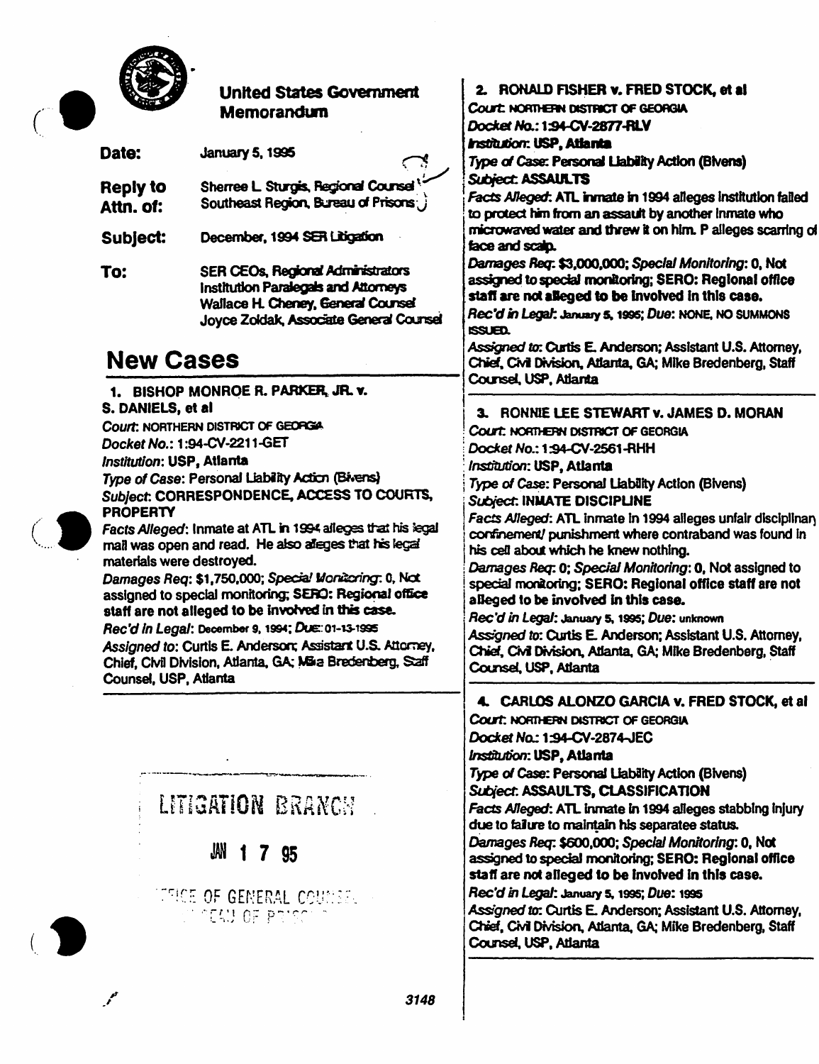**United States Government Memorandum**

**Date:** January 5, 1995

**Reply to Attn. of:** Sherree L. Sturgis, Regional Counsel, Southeast Region, Bureau of Prisons

**Subject:** December, 1994 SER Litigation

**To:** SER CEOs, Regional Administrators, Institution Paralegals and Attorneys, Wallace H. Cheney, General Counsel, Joyce Zoldak, Associate General Counsel

# New Cases

**1. BISHOP MONROE R. PARKER, JR. v. S. DANIELS, et al**

*Court*: NORTHERN DISTRICT OF GEORGIA

*Docket No.*: 1:94-CV-2211-GET

*Institution*: **USP, Atlanta**

*Type of Case*: Personal Liability Action (Bivens)

*Subject*: **CORRESPONDENCE, ACCESS TO COURTS, PROPERTY**

*Facts Alleged*: Inmate at ATL in 1994 alleges that his legal mail was open and read. He also alleges that his legal materials were destroyed.

*Damages Req*: $1,750,000; *Special Monitoring*: 0, Not assigned to special monitoring; **SERO: Regional office staff are not alleged to be involved in this case.**

*Rec'd in Legal*: December 9, 1994; *Due*: 01-13-1995

*Assigned to*: Curtis E. Anderson; Assistant U.S. Attorney, Chief, Civil Division, Atlanta, GA; Mike Bredenberg, Staff Counsel, USP, Atlanta

LITIGATION BRANCH

JAN 1 7 95

OFFICE OF GENERAL COUNSEL BUREAU OF PRISONS

**2. RONALD FISHER v. FRED STOCK, et al**

*Court*: NORTHERN DISTRICT OF GEORGIA

*Docket No.*: 1:94-CV-2877-RLV

*Institution*: **USP, Atlanta**

*Type of Case*: Personal Liability Action (Bivens)

*Subject*: **ASSAULTS**

*Facts Alleged*: ATL inmate in 1994 alleges institution failed to protect him from an assault by another inmate who microwaved water and threw it on him. P alleges scarring of face and scalp.

*Damages Req*: $3,000,000; *Special Monitoring*: 0, Not assigned to special monitoring; **SERO: Regional office staff are not alleged to be involved in this case.**

*Rec'd in Legal*: January 5, 1995; *Due*: NONE, NO SUMMONS ISSUED.

*Assigned to*: Curtis E. Anderson; Assistant U.S. Attorney, Chief, Civil Division, Atlanta, GA; Mike Bredenberg, Staff Counsel, USP, Atlanta

**3. RONNIE LEE STEWART v. JAMES D. MORAN**

*Court*: NORTHERN DISTRICT OF GEORGIA

*Docket No.*: 1:94-CV-2561-RHH

*Institution*: **USP, Atlanta**

*Type of Case*: Personal Liability Action (Bivens)

*Subject*: **INMATE DISCIPLINE**

*Facts Alleged*: ATL inmate in 1994 alleges unfair disciplinary confinement/ punishment where contraband was found in his cell about which he knew nothing.

*Damages Req*: 0; *Special Monitoring*: 0, Not assigned to special monitoring; **SERO: Regional office staff are not alleged to be involved in this case.**

*Rec'd in Legal*: January 5, 1995; *Due*: unknown

*Assigned to*: Curtis E. Anderson; Assistant U.S. Attorney, Chief, Civil Division, Atlanta, GA; Mike Bredenberg, Staff Counsel, USP, Atlanta

**4. CARLOS ALONZO GARCIA v. FRED STOCK, et al**

*Court*: NORTHERN DISTRICT OF GEORGIA

*Docket No.*: 1:94-CV-2874-JEC

*Institution*: **USP, Atlanta**

*Type of Case*: Personal Liability Action (Bivens)

*Subject*: **ASSAULTS, CLASSIFICATION**

*Facts Alleged*: ATL inmate in 1994 alleges stabbing injury due to failure to maintain his separatee status.

*Damages Req*: $600,000; *Special Monitoring*: 0, Not assigned to special monitoring; **SERO: Regional office staff are not alleged to be involved in this case.**

*Rec'd in Legal*: January 5, 1995; *Due*: 1995

*Assigned to*: Curtis E. Anderson; Assistant U.S. Attorney, Chief, Civil Division, Atlanta, GA; Mike Bredenberg, Staff Counsel, USP, Atlanta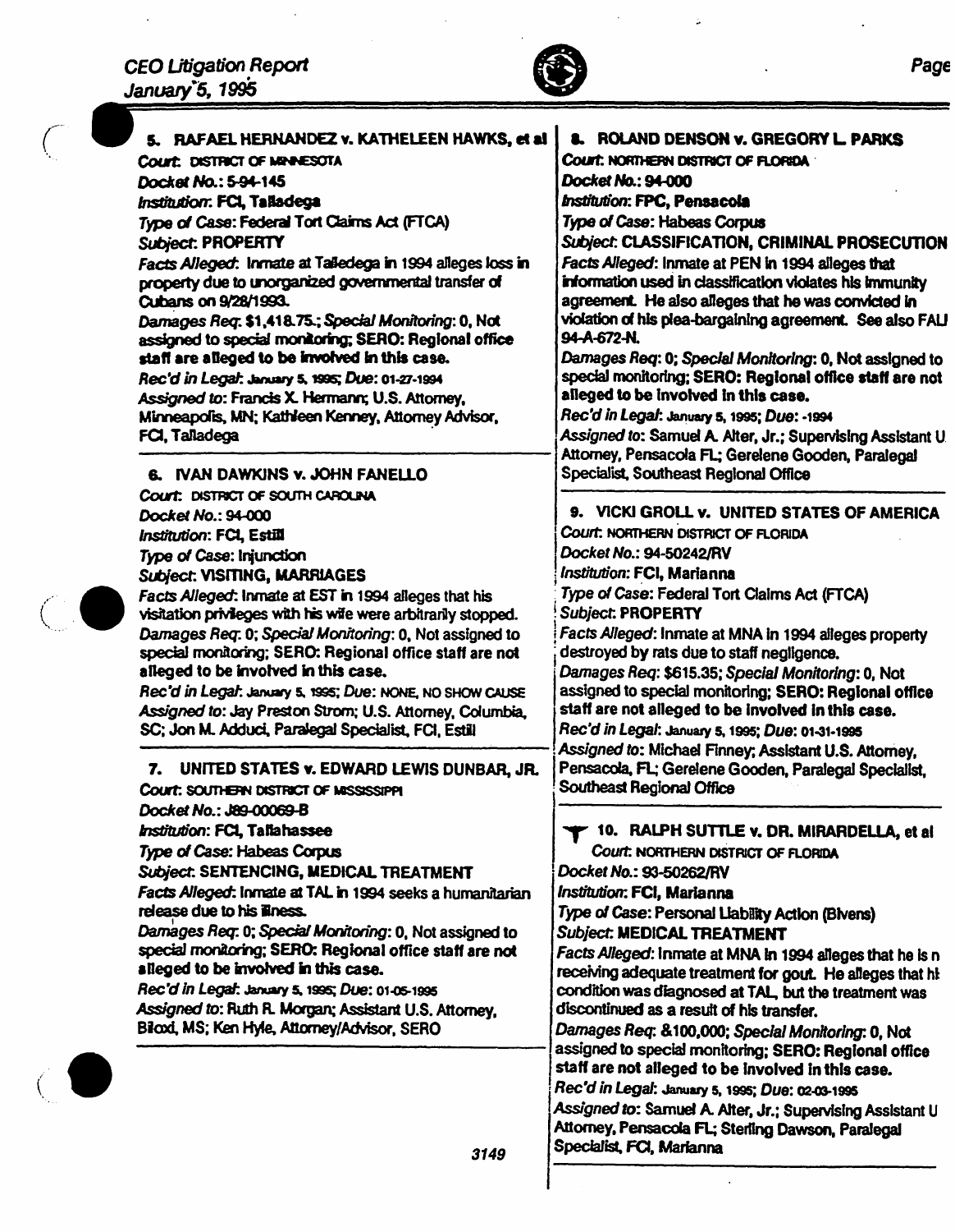### 5. RAFAEL HERNANDEZ v. KATHELEEN HAWKS, et al

*Court*: DISTRICT OF MINNESOTA
*Docket No.*: 5-94-145
*Institution*: FCI, Talladega
*Type of Case*: Federal Tort Claims Act (FTCA)
*Subject*: PROPERTY
*Facts Alleged*: Inmate at Talledega in 1994 alleges loss in property due to unorganized governmental transfer of Cubans on 9/28/1993.
*Damages Req*: $1,418.75.; *Special Monitoring*: 0, Not assigned to special monitoring; **SERO: Regional office staff are alleged to be involved in this case.**
*Rec'd in Legal*: January 5, 1995; *Due*: 01-27-1994
*Assigned to*: Francis X. Hermann; U.S. Attorney, Minneapolis, MN; Kathleen Kenney, Attorney Advisor, FCI, Talladega

### 6. IVAN DAWKINS v. JOHN FANELLO

*Court*: DISTRICT OF SOUTH CAROLINA
*Docket No.*: 94-000
*Institution*: FCI, Estill
*Type of Case*: Injunction
*Subject*: VISITING, MARRIAGES
*Facts Alleged*: Inmate at EST in 1994 alleges that his visitation privileges with his wife were arbitrarily stopped.
*Damages Req*: 0; *Special Monitoring*: 0, Not assigned to special monitoring; **SERO: Regional office staff are not alleged to be involved in this case.**
*Rec'd in Legal*: January 5, 1995; *Due*: NONE, NO SHOW CAUSE
*Assigned to*: Jay Preston Strom; U.S. Attorney, Columbia, SC; Jon M. Adduci, Paralegal Specialist, FCI, Estill

### 7. UNITED STATES v. EDWARD LEWIS DUNBAR, JR.

*Court*: SOUTHERN DISTRICT OF MISSISSIPPI
*Docket No.*: J89-00069-B
*Institution*: FCI, Tallahassee
*Type of Case*: Habeas Corpus
*Subject*: SENTENCING, MEDICAL TREATMENT
*Facts Alleged*: Inmate at TAL in 1994 seeks a humanitarian release due to his illness.
*Damages Req*: 0; *Special Monitoring*: 0, Not assigned to special monitoring; **SERO: Regional office staff are not alleged to be involved in this case.**
*Rec'd in Legal*: January 5, 1995; *Due*: 01-06-1995
*Assigned to*: Ruth R. Morgan; Assistant U.S. Attorney, Biloxi, MS; Ken Hyle, Attorney/Advisor, SERO

### 8. ROLAND DENSON v. GREGORY L. PARKS

*Court*: NORTHERN DISTRICT OF FLORIDA
*Docket No.*: 94-000
*Institution*: FPC, Pensacola
*Type of Case*: Habeas Corpus
*Subject*: CLASSIFICATION, CRIMINAL PROSECUTION
*Facts Alleged*: Inmate at PEN in 1994 alleges that information used in classification violates his immunity agreement. He also alleges that he was convicted in violation of his plea-bargaining agreement. See also FAU 94-A-672-N.
*Damages Req*: 0; *Special Monitoring*: 0, Not assigned to special monitoring; **SERO: Regional office staff are not alleged to be involved in this case.**
*Rec'd in Legal*: January 5, 1995; *Due*: -1994
*Assigned to*: Samuel A. Alter, Jr.; Supervising Assistant U. Attorney, Pensacola FL; Gerelene Gooden, Paralegal Specialist, Southeast Regional Office

### 9. VICKI GROLL v. UNITED STATES OF AMERICA

*Court*: NORTHERN DISTRICT OF FLORIDA
*Docket No.*: 94-50242/RV
*Institution*: FCI, Marianna
*Type of Case*: Federal Tort Claims Act (FTCA)
*Subject*: PROPERTY
*Facts Alleged*: Inmate at MNA in 1994 alleges property destroyed by rats due to staff negligence.
*Damages Req*: $615.35; *Special Monitoring*: 0, Not assigned to special monitoring; **SERO: Regional office staff are not alleged to be involved in this case.**
*Rec'd in Legal*: January 5, 1995; *Due*: 01-31-1995
*Assigned to*: Michael Finney; Assistant U.S. Attorney, Pensacola, FL; Gerelene Gooden, Paralegal Specialist, Southeast Regional Office

### 10. RALPH SUTTLE v. DR. MIRARDELLA, et al

*Court*: NORTHERN DISTRICT OF FLORIDA
*Docket No.*: 93-50262/RV
*Institution*: FCI, Marianna
*Type of Case*: Personal Liability Action (Bivens)
*Subject*: MEDICAL TREATMENT
*Facts Alleged*: Inmate at MNA in 1994 alleges that he is n receiving adequate treatment for gout. He alleges that hi condition was diagnosed at TAL, but the treatment was discontinued as a result of his transfer.
*Damages Req*: &100,000; *Special Monitoring*: 0, Not assigned to special monitoring; **SERO: Regional office staff are not alleged to be involved in this case.**
*Rec'd in Legal*: January 5, 1995; *Due*: 02-03-1995
*Assigned to*: Samuel A. Alter, Jr.; Supervising Assistant U Attorney, Pensacola FL; Sterling Dawson, Paralegal Specialist, FCI, Marianna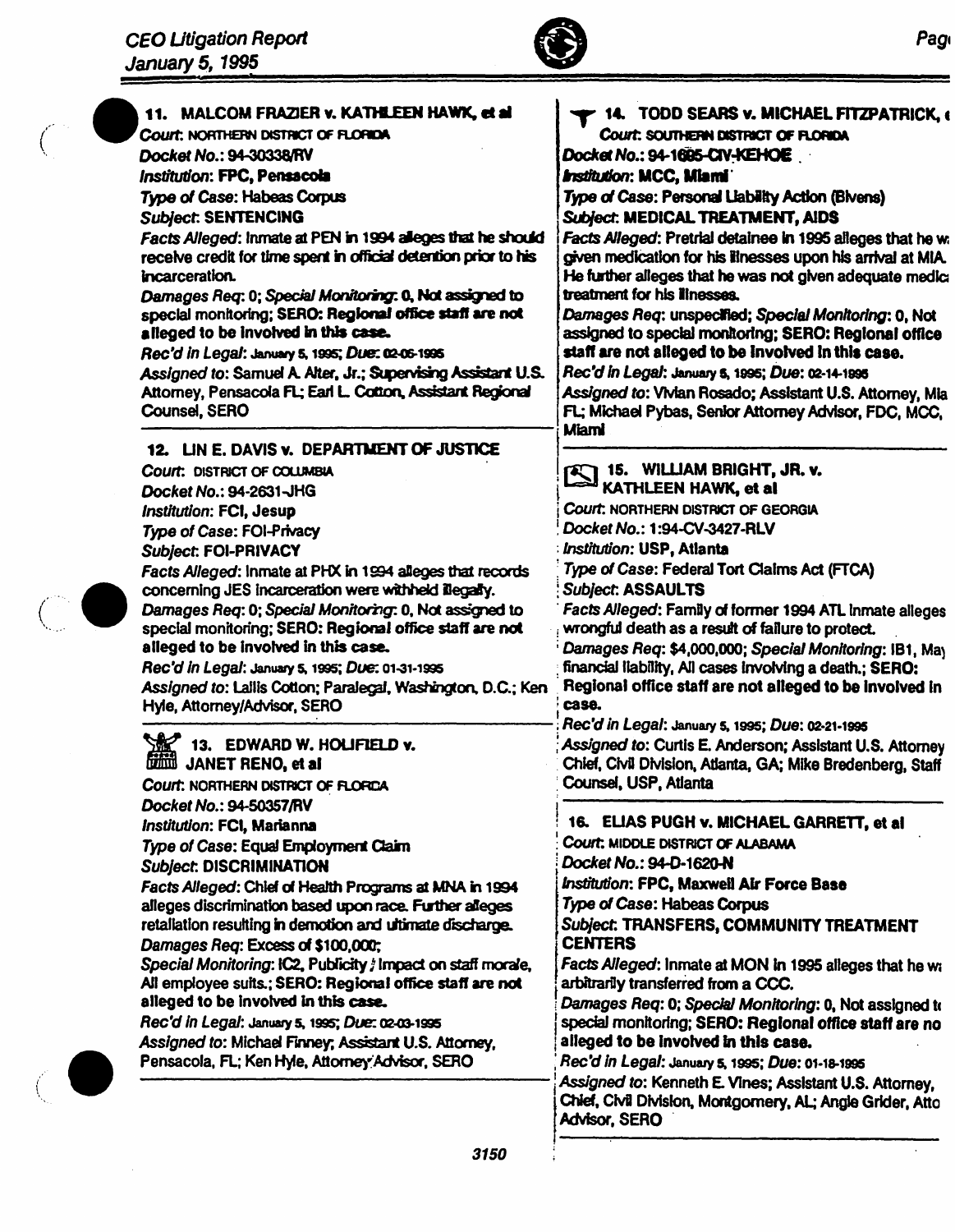## 11. MALCOM FRAZIER v. KATHLEEN HAWK, et al

*Court*: NORTHERN DISTRICT OF FLORIDA
*Docket No.*: 94-30338/RV
*Institution*: **FPC, Pensacola**
*Type of Case*: Habeas Corpus
*Subject*: **SENTENCING**
*Facts Alleged*: Inmate at PEN in 1994 alleges that he should receive credit for time spent in official detention prior to his incarceration.
*Damages Req*: 0; *Special Monitoring*: 0, Not assigned to special monitoring; **SERO: Regional office staff are not alleged to be involved in this case.**
*Rec'd in Legal*: January 5, 1995; *Due*: 02-06-1995
*Assigned to*: Samuel A. Alter, Jr.; Supervising Assistant U.S. Attorney, Pensacola FL; Earl L. Cotton, Assistant Regional Counsel, SERO

## 12. LIN E. DAVIS v. DEPARTMENT OF JUSTICE

*Court*: DISTRICT OF COLUMBIA
*Docket No.*: 94-2631-JHG
*Institution*: **FCI, Jesup**
*Type of Case*: FOI-Privacy
*Subject*: **FOI-PRIVACY**
*Facts Alleged*: Inmate at PHX in 1994 alleges that records concerning JES incarceration were withheld illegally.
*Damages Req*: 0; *Special Monitoring*: 0, Not assigned to special monitoring; **SERO: Regional office staff are not alleged to be involved in this case.**
*Rec'd in Legal*: January 5, 1995; *Due*: 01-31-1995
*Assigned to*: Lallis Cotton; Paralegal, Washington, D.C.; Ken Hyle, Attorney/Advisor, SERO

## 13. EDWARD W. HOLIFIELD v. JANET RENO, et al

*Court*: NORTHERN DISTRICT OF FLORIDA
*Docket No.*: 94-50357/RV
*Institution*: **FCI, Marianna**
*Type of Case*: Equal Employment Claim
*Subject*: **DISCRIMINATION**
*Facts Alleged*: Chief of Health Programs at MNA in 1994 alleges discrimination based upon race. Further alleges retaliation resulting in demotion and ultimate discharge.
*Damages Req*: Excess of $100,000;
*Special Monitoring*: IC2, Publicity / Impact on staff morale, All employee suits.; **SERO: Regional office staff are not alleged to be involved in this case.**
*Rec'd in Legal*: January 5, 1995; *Due*: 02-03-1995
*Assigned to*: Michael Finney; Assistant U.S. Attorney, Pensacola, FL; Ken Hyle, Attorney/Advisor, SERO

## 14. TODD SEARS v. MICHAEL FITZPATRICK, et al

*Court*: SOUTHERN DISTRICT OF FLORIDA
*Docket No.*: **94-1695-CIV-KEHOE**
*Institution*: **MCC, Miami**
*Type of Case*: **Personal Liability Action (Bivens)**
*Subject*: **MEDICAL TREATMENT, AIDS**
*Facts Alleged*: Pretrial detainee in 1995 alleges that he was not given medication for his illnesses upon his arrival at MIA. He further alleges that he was not given adequate medical treatment for his illnesses.
*Damages Req*: unspecified; *Special Monitoring*: 0, Not assigned to special monitoring; **SERO: Regional office staff are not alleged to be involved in this case.**
*Rec'd in Legal*: January 5, 1995; *Due*: 02-14-1995
*Assigned to*: Vivian Rosado; Assistant U.S. Attorney, Miami, FL; Michael Pybas, Senior Attorney Advisor, FDC, MCC, Miami

## 15. WILLIAM BRIGHT, JR. v. KATHLEEN HAWK, et al

*Court*: NORTHERN DISTRICT OF GEORGIA
*Docket No.*: 1:94-CV-3427-RLV
*Institution*: **USP, Atlanta**
*Type of Case*: Federal Tort Claims Act (FTCA)
*Subject*: **ASSAULTS**
*Facts Alleged*: Family of former 1994 ATL inmate alleges wrongful death as a result of failure to protect.
*Damages Req*: $4,000,000; *Special Monitoring*: IB1, May have financial liability, All cases involving a death.; **SERO: Regional office staff are not alleged to be involved in this case.**
*Rec'd in Legal*: January 5, 1995; *Due*: 02-21-1995
*Assigned to*: Curtis E. Anderson; Assistant U.S. Attorney Chief, Civil Division, Atlanta, GA; Mike Bredenberg, Staff Counsel, USP, Atlanta

## 16. ELIAS PUGH v. MICHAEL GARRETT, et al

*Court*: MIDDLE DISTRICT OF ALABAMA
*Docket No.*: 94-D-1620-N
*Institution*: **FPC, Maxwell Air Force Base**
*Type of Case*: Habeas Corpus
*Subject*: **TRANSFERS, COMMUNITY TREATMENT CENTERS**
*Facts Alleged*: Inmate at MON in 1995 alleges that he was arbitrarily transferred from a CCC.
*Damages Req*: 0; *Special Monitoring*: 0, Not assigned to special monitoring; **SERO: Regional office staff are not alleged to be involved in this case.**
*Rec'd in Legal*: January 5, 1995; *Due*: 01-18-1995
*Assigned to*: Kenneth E. Vines; Assistant U.S. Attorney, Chief, Civil Division, Montgomery, AL; Angie Grider, Attorney Advisor, SERO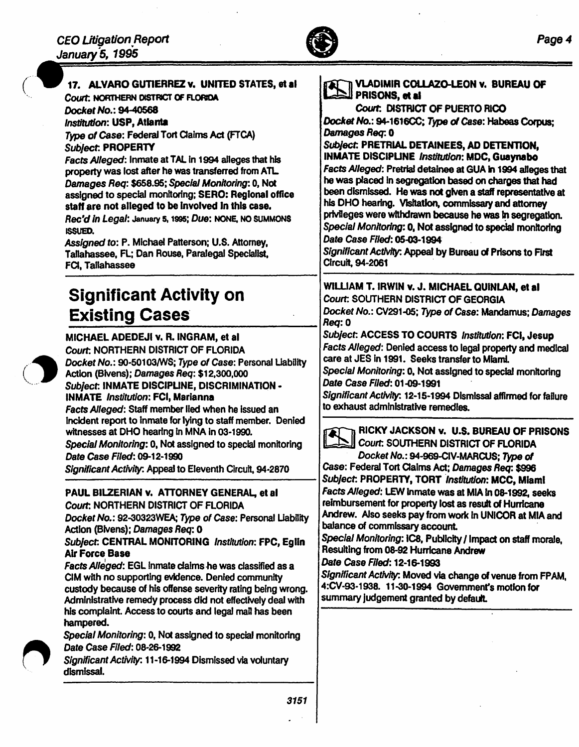**17. ALVARO GUTIERREZ v. UNITED STATES, et al**
*Court*: NORTHERN DISTRICT OF FLORIDA
*Docket No.*: 94-40568
*Institution*: **USP, Atlanta**
*Type of Case*: Federal Tort Claims Act (FTCA)
*Subject*: **PROPERTY**
*Facts Alleged*: Inmate at TAL in 1994 alleges that his property was lost after he was transferred from ATL.
*Damages Req*: $658.95; *Special Monitoring*: 0, Not assigned to special monitoring; **SERO: Regional office staff are not alleged to be involved in this case.**
*Rec'd in Legal*: January 5, 1995; *Due*: NONE, NO SUMMONS ISSUED.
*Assigned to*: P. Michael Patterson; U.S. Attorney, Tallahassee, FL; Dan Rouse, Paralegal Specialist, FCI, Tallahassee

# Significant Activity on Existing Cases

**MICHAEL ADEDEJI v. R. INGRAM, et al**
*Court*: NORTHERN DISTRICT OF FLORIDA
*Docket No.*: 90-50103/WS; *Type of Case*: Personal Liability Action (Bivens); *Damages Req*: $12,300,000
*Subject*: **INMATE DISCIPLINE, DISCRIMINATION - INMATE** *Institution*: **FCI, Marianna**
*Facts Alleged*: Staff member lied when he issued an incident report to inmate for lying to staff member. Denied witnesses at DHO hearing in MNA in 03-1990.
*Special Monitoring*: 0, Not assigned to special monitoring
*Date Case Filed*: 09-12-1990
*Significant Activity*: Appeal to Eleventh Circuit, 94-2870

**PAUL BILZERIAN v. ATTORNEY GENERAL, et al**
*Court*: NORTHERN DISTRICT OF FLORIDA
*Docket No.*: 92-30323WEA; *Type of Case*: Personal Liability Action (Bivens); *Damages Req*: 0
*Subject*: **CENTRAL MONITORING** *Institution*: **FPC, Eglin Air Force Base**
*Facts Alleged*: EGL inmate claims he was classified as a CIM with no supporting evidence. Denied community custody because of his offense severity rating being wrong. Administrative remedy process did not effectively deal with his complaint. Access to courts and legal mail has been hampered.
*Special Monitoring*: 0, Not assigned to special monitoring
*Date Case Filed*: 08-26-1992
*Significant Activity*: 11-16-1994 Dismissed via voluntary dismissal.

**VLADIMIR COLLAZO-LEON v. BUREAU OF PRISONS, et al**
*Court*: DISTRICT OF PUERTO RICO
*Docket No.*: 94-1616CC; *Type of Case*: Habeas Corpus; *Damages Req*: 0
*Subject*: **PRETRIAL DETAINEES, AD DETENTION, INMATE DISCIPLINE** *Institution*: **MDC, Guaynabo**
*Facts Alleged*: Pretrial detainee at GUA in 1994 alleges that he was placed in segregation based on charges that had been dismissed. He was not given a staff representative at his DHO hearing. Visitation, commissary and attorney privileges were withdrawn because he was in segregation.
*Special Monitoring*: 0, Not assigned to special monitoring
*Date Case Filed*: 05-03-1994
*Significant Activity*: Appeal by Bureau of Prisons to First Circuit, 94-2061

**WILLIAM T. IRWIN v. J. MICHAEL QUINLAN, et al**
*Court*: SOUTHERN DISTRICT OF GEORGIA
*Docket No.*: CV291-05; *Type of Case*: Mandamus; *Damages Req*: 0
*Subject*: **ACCESS TO COURTS** *Institution*: **FCI, Jesup**
*Facts Alleged*: Denied access to legal property and medical care at JES in 1991. Seeks transfer to Miami.
*Special Monitoring*: 0, Not assigned to special monitoring
*Date Case Filed*: 01-09-1991
*Significant Activity*: 12-15-1994 Dismissal affirmed for failure to exhaust administrative remedies.

**RICKY JACKSON v. U.S. BUREAU OF PRISONS**
*Court*: SOUTHERN DISTRICT OF FLORIDA
*Docket No.*: 94-969-CIV-MARCUS; *Type of Case*: Federal Tort Claims Act; *Damages Req*: $996
*Subject*: **PROPERTY, TORT** *Institution*: **MCC, Miami**
*Facts Alleged*: LEW inmate was at MIA in 08-1992, seeks reimbursement for property lost as result of Hurricane Andrew. Also seeks pay from work in UNICOR at MIA and balance of commissary account.
*Special Monitoring*: IC8, Publicity / Impact on staff morale, Resulting from 08-92 Hurricane Andrew
*Date Case Filed*: 12-16-1993
*Significant Activity*: Moved via change of venue from FPAM, 4:CV-93-1938. 11-30-1994 Government's motion for summary judgement granted by default.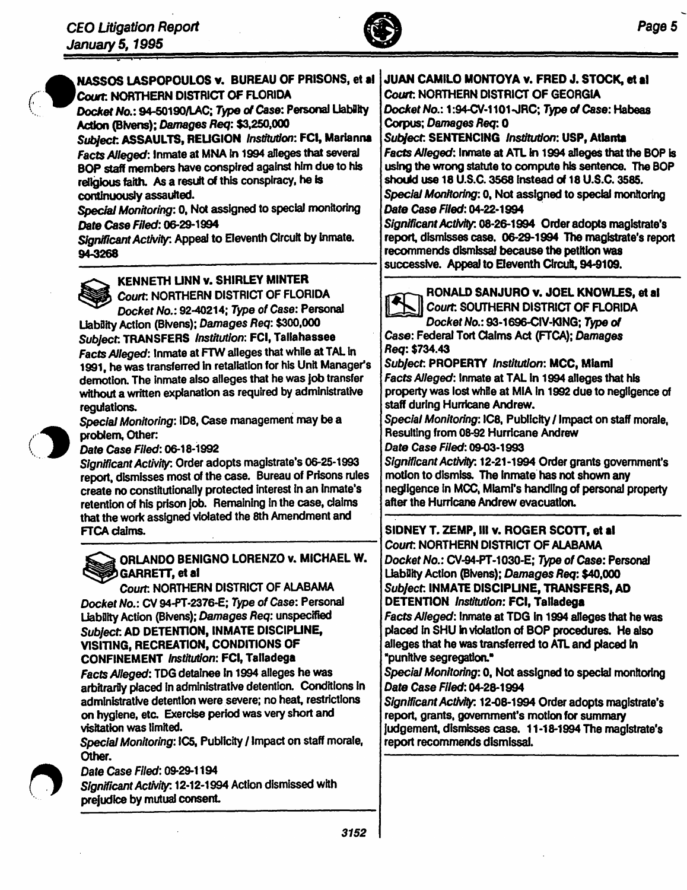**NASSOS LASPOPOULOS v. BUREAU OF PRISONS, et al**
*Court*: NORTHERN DISTRICT OF FLORIDA
*Docket No.*: 94-50190/LAC; *Type of Case*: Personal Liability Action (Bivens); *Damages Req*: $3,250,000
*Subject*: **ASSAULTS, RELIGION** *Institution*: **FCI, Marianna**
*Facts Alleged*: Inmate at MNA in 1994 alleges that several BOP staff members have conspired against him due to his religious faith. As a result of this conspiracy, he is continuously assaulted.
*Special Monitoring*: 0, Not assigned to special monitoring
*Date Case Filed*: 06-29-1994
*Significant Activity*: Appeal to Eleventh Circuit by inmate. 94-3268

---

**KENNETH LINN v. SHIRLEY MINTER**
*Court*: NORTHERN DISTRICT OF FLORIDA
*Docket No.*: 92-40214; *Type of Case*: Personal Liability Action (Bivens); *Damages Req*: $300,000
*Subject*: **TRANSFERS** *Institution*: **FCI, Tallahassee**
*Facts Alleged*: Inmate at FTW alleges that while at TAL in 1991, he was transferred in retaliation for his Unit Manager's demotion. The inmate also alleges that he was job transfer without a written explanation as required by administrative regulations.
*Special Monitoring*: ID8, Case management may be a problem, Other:
*Date Case Filed*: 06-18-1992
*Significant Activity*: Order adopts magistrate's 06-25-1993 report, dismisses most of the case. Bureau of Prisons rules create no constitutionally protected interest in an inmate's retention of his prison job. Remaining in the case, claims that the work assigned violated the 8th Amendment and FTCA claims.

---

**ORLANDO BENIGNO LORENZO v. MICHAEL W. GARRETT, et al**
*Court*: NORTHERN DISTRICT OF ALABAMA
*Docket No.*: CV 94-PT-2376-E; *Type of Case*: Personal Liability Action (Bivens); *Damages Req*: unspecified
*Subject*: **AD DETENTION, INMATE DISCIPLINE, VISITING, RECREATION, CONDITIONS OF CONFINEMENT** *Institution*: **FCI, Talladega**
*Facts Alleged*: TDG detainee in 1994 alleges he was arbitrarily placed in administrative detention. Conditions in administrative detention were severe; no heat, restrictions on hygiene, etc. Exercise period was very short and visitation was limited.
*Special Monitoring*: IC5, Publicity / Impact on staff morale, Other.
*Date Case Filed*: 09-29-1194
*Significant Activity*: 12-12-1994 Action dismissed with prejudice by mutual consent.

---

**JUAN CAMILO MONTOYA v. FRED J. STOCK, et al**
*Court*: NORTHERN DISTRICT OF GEORGIA
*Docket No.*: 1:94-CV-1101-JRC; *Type of Case*: Habeas Corpus; *Damages Req*: 0
*Subject*: **SENTENCING** *Institution*: **USP, Atlanta**
*Facts Alleged*: Inmate at ATL in 1994 alleges that the BOP is using the wrong statute to compute his sentence. The BOP should use 18 U.S.C. 3568 instead of 18 U.S.C. 3585.
*Special Monitoring*: 0, Not assigned to special monitoring
*Date Case Filed*: 04-22-1994
*Significant Activity*: 08-26-1994 Order adopts magistrate's report, dismisses case. 06-29-1994 The magistrate's report recommends dismissal because the petition was successive. Appeal to Eleventh Circuit, 94-9109.

---

**RONALD SANJURO v. JOEL KNOWLES, et al**
*Court*: SOUTHERN DISTRICT OF FLORIDA
*Docket No.*: 93-1696-CIV-KING; *Type of Case*: Federal Tort Claims Act (FTCA); *Damages Req*: $734.43
*Subject*: **PROPERTY** *Institution*: **MCC, Miami**
*Facts Alleged*: Inmate at TAL in 1994 alleges that his property was lost while at MIA in 1992 due to negligence of staff during Hurricane Andrew.
*Special Monitoring*: IC8, Publicity / Impact on staff morale, Resulting from 08-92 Hurricane Andrew
*Date Case Filed*: 09-03-1993
*Significant Activity*: 12-21-1994 Order grants government's motion to dismiss. The inmate has not shown any negligence in MCC, Miami's handling of personal property after the Hurricane Andrew evacuation.

---

**SIDNEY T. ZEMP, III v. ROGER SCOTT, et al**
*Court*: NORTHERN DISTRICT OF ALABAMA
*Docket No.*: CV-94-PT-1030-E; *Type of Case*: Personal Liability Action (Bivens); *Damages Req*: $40,000
*Subject*: **INMATE DISCIPLINE, TRANSFERS, AD DETENTION** *Institution*: **FCI, Talladega**
*Facts Alleged*: Inmate at TDG in 1994 alleges that he was placed in SHU in violation of BOP procedures. He also alleges that he was transferred to ATL and placed in "punitive segregation."
*Special Monitoring*: 0, Not assigned to special monitoring
*Date Case Filed*: 04-28-1994
*Significant Activity*: 12-08-1994 Order adopts magistrate's report, grants, government's motion for summary judgement, dismisses case. 11-18-1994 The magistrate's report recommends dismissal.

3152